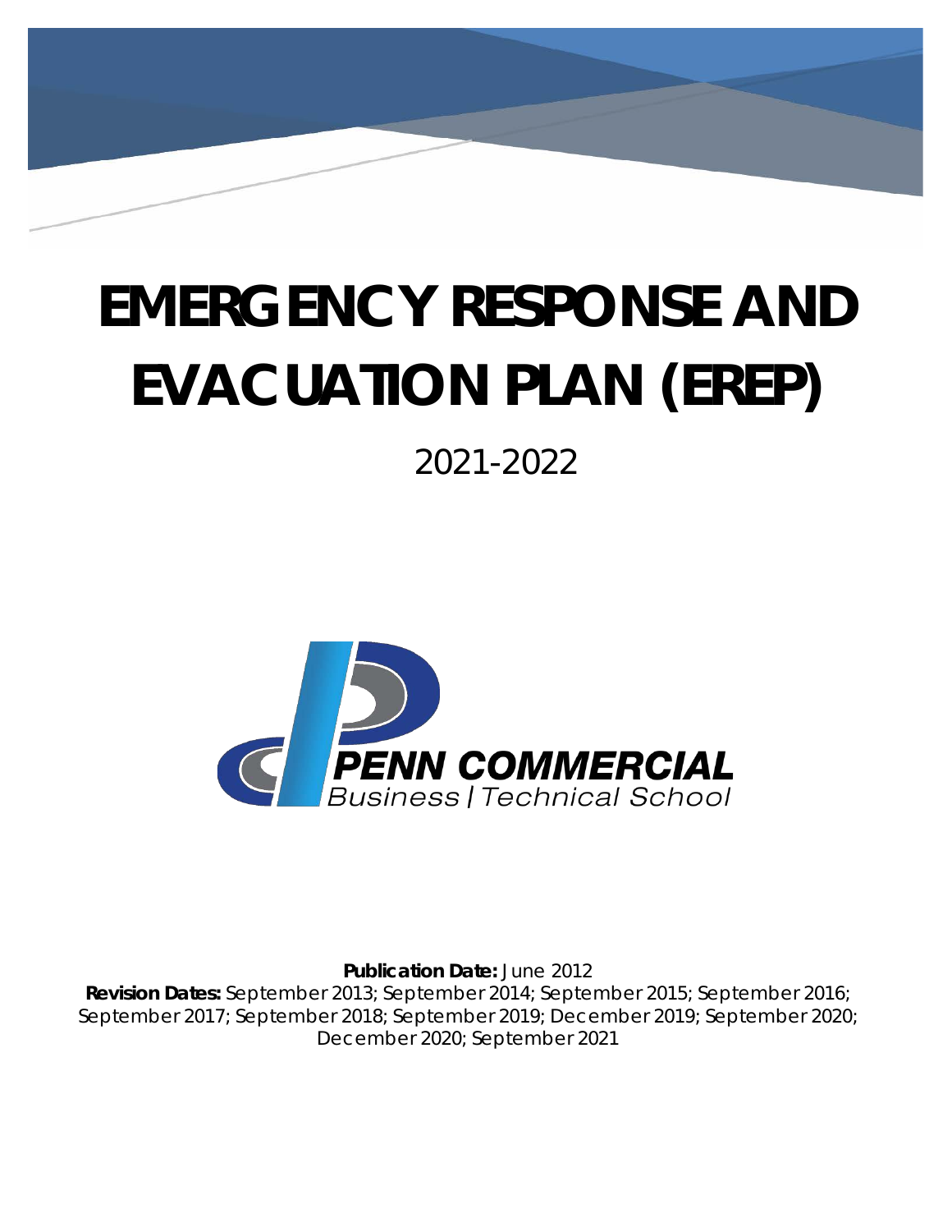# EMERGENCY RESPONSE AND EVACUATION PLAN (EREP)

2021-2022

PENN COMMERCIAL
Business | Technical School

**Publication Date:** June 2012
**Revision Dates:** September 2013; September 2014; September 2015; September 2016; September 2017; September 2018; September 2019; December 2019; September 2020; December 2020; September 2021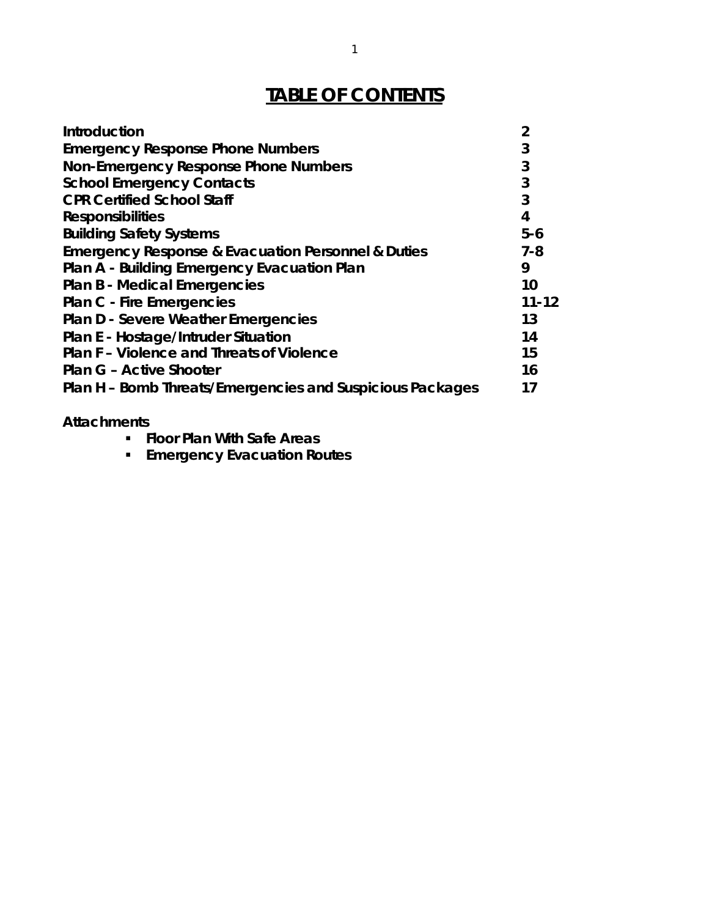# TABLE OF CONTENTS

| | |
|---|---|
| **Introduction** | **2** |
| **Emergency Response Phone Numbers** | **3** |
| **Non-Emergency Response Phone Numbers** | **3** |
| **School Emergency Contacts** | **3** |
| **CPR Certified School Staff** | **3** |
| **Responsibilities** | **4** |
| **Building Safety Systems** | **5-6** |
| **Emergency Response & Evacuation Personnel & Duties** | **7-8** |
| **Plan A - Building Emergency Evacuation Plan** | **9** |
| **Plan B - Medical Emergencies** | **10** |
| **Plan C - Fire Emergencies** | **11-12** |
| **Plan D - Severe Weather Emergencies** | **13** |
| **Plan E - Hostage/Intruder Situation** | **14** |
| **Plan F – Violence and Threats of Violence** | **15** |
| **Plan G – Active Shooter** | **16** |
| **Plan H – Bomb Threats/Emergencies and Suspicious Packages** | **17** |

**Attachments**

- **Floor Plan With Safe Areas**
- **Emergency Evacuation Routes**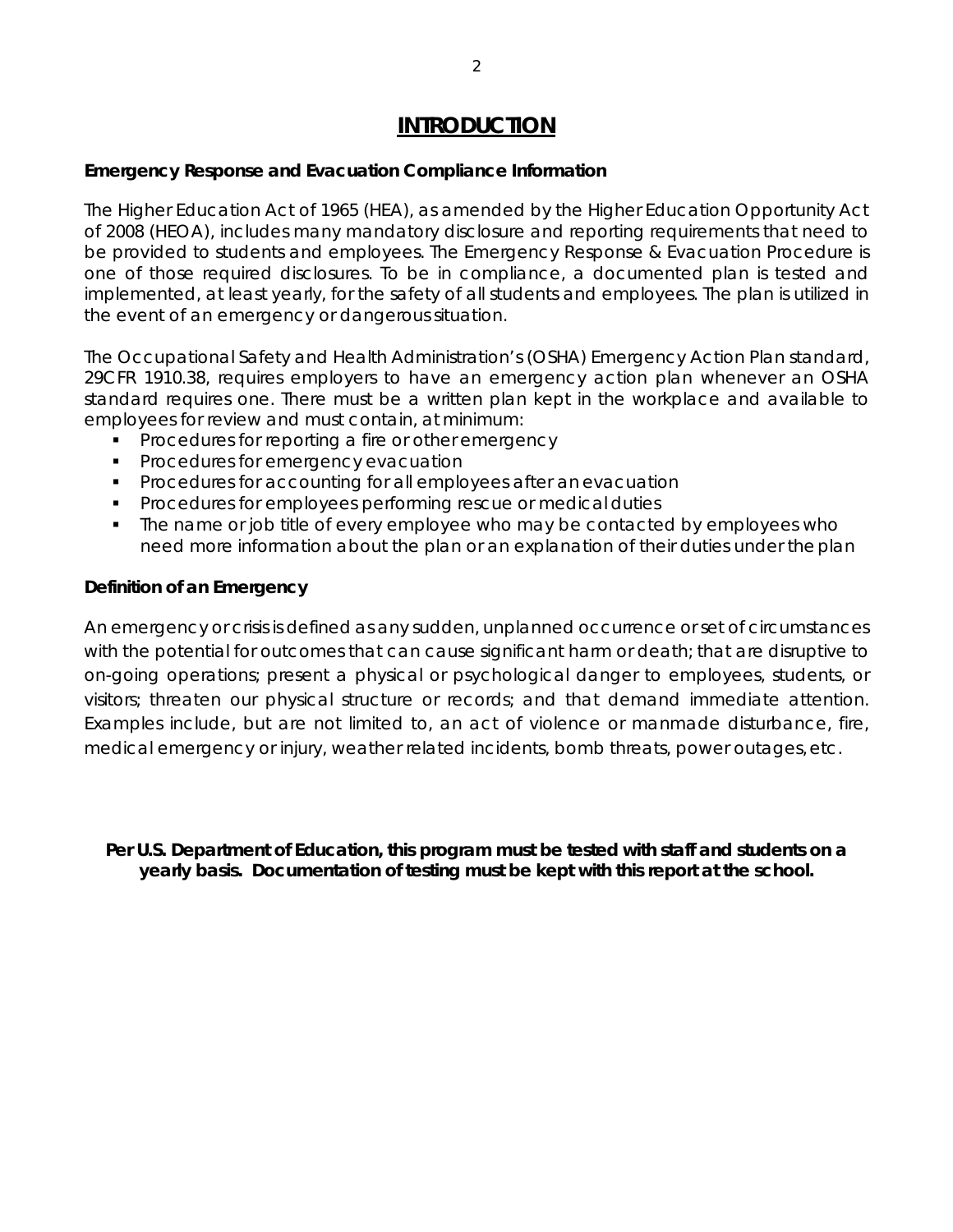# INTRODUCTION

**Emergency Response and Evacuation Compliance Information**

The Higher Education Act of 1965 (HEA), as amended by the Higher Education Opportunity Act of 2008 (HEOA), includes many mandatory disclosure and reporting requirements that need to be provided to students and employees. The Emergency Response & Evacuation Procedure is one of those required disclosures. To be in compliance, a documented plan is tested and implemented, at least yearly, for the safety of all students and employees. The plan is utilized in the event of an emergency or dangerous situation.

The Occupational Safety and Health Administration's (OSHA) Emergency Action Plan standard, 29CFR 1910.38, requires employers to have an emergency action plan whenever an OSHA standard requires one. There must be a written plan kept in the workplace and available to employees for review and must contain, at minimum:

- Procedures for reporting a fire or other emergency
- Procedures for emergency evacuation
- Procedures for accounting for all employees after an evacuation
- Procedures for employees performing rescue or medical duties
- The name or job title of every employee who may be contacted by employees who need more information about the plan or an explanation of their duties under the plan

**Definition of an Emergency**

An emergency or crisis is defined as any sudden, unplanned occurrence or set of circumstances with the potential for outcomes that can cause significant harm or death; that are disruptive to on-going operations; present a physical or psychological danger to employees, students, or visitors; threaten our physical structure or records; and that demand immediate attention. Examples include, but are not limited to, an act of violence or manmade disturbance, fire, medical emergency or injury, weather related incidents, bomb threats, power outages, etc.

**Per U.S. Department of Education, this program must be tested with staff and students on a yearly basis. Documentation of testing must be kept with this report at the school.**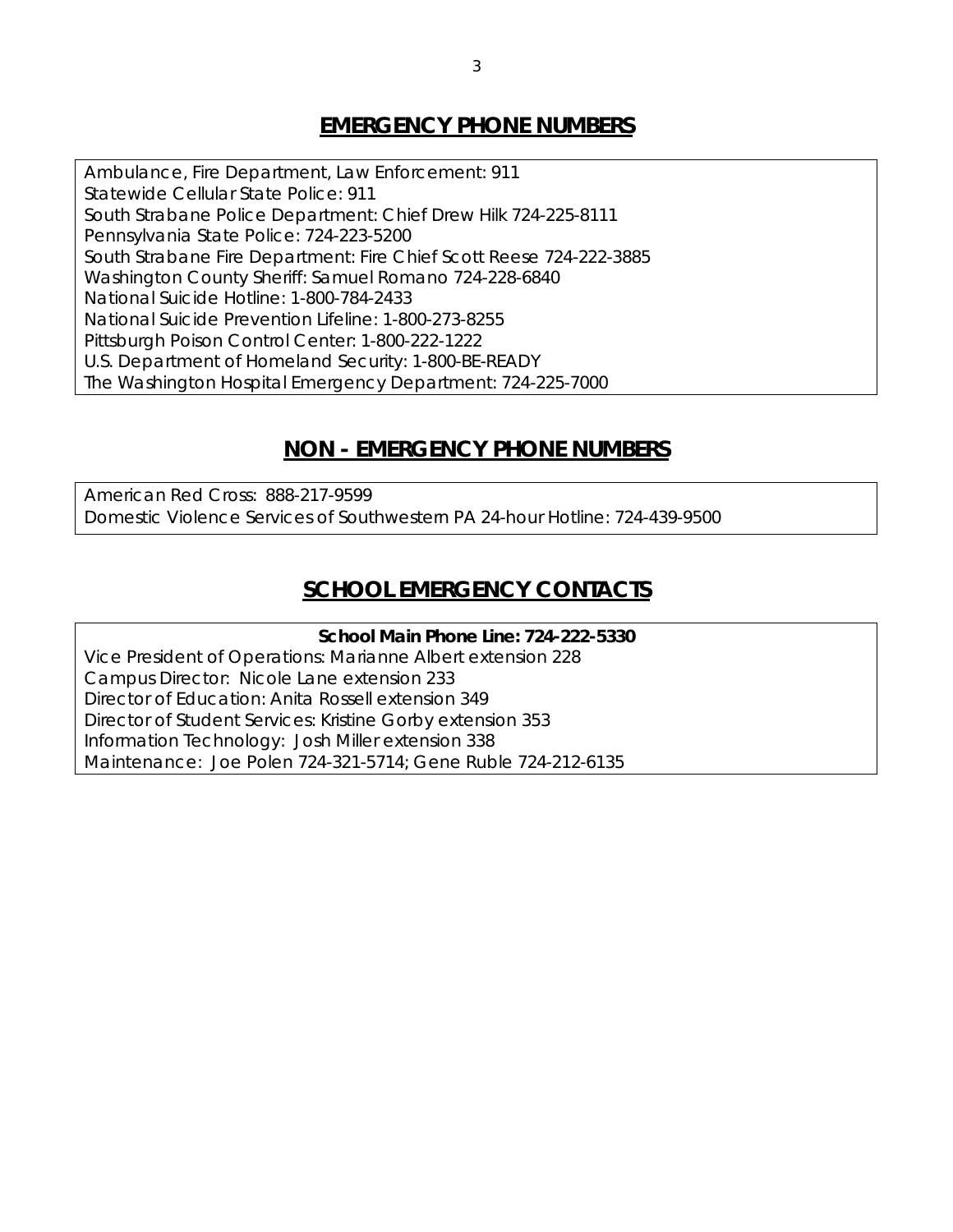## EMERGENCY PHONE NUMBERS

Ambulance, Fire Department, Law Enforcement: 911
Statewide Cellular State Police: 911
South Strabane Police Department: Chief Drew Hilk 724-225-8111
Pennsylvania State Police: 724-223-5200
South Strabane Fire Department: Fire Chief Scott Reese 724-222-3885
Washington County Sheriff: Samuel Romano 724-228-6840
National Suicide Hotline: 1-800-784-2433
National Suicide Prevention Lifeline: 1-800-273-8255
Pittsburgh Poison Control Center: 1-800-222-1222
U.S. Department of Homeland Security: 1-800-BE-READY
The Washington Hospital Emergency Department: 724-225-7000

## NON - EMERGENCY PHONE NUMBERS

American Red Cross: 888-217-9599
Domestic Violence Services of Southwestern PA 24-hour Hotline: 724-439-9500

## SCHOOL EMERGENCY CONTACTS

**School Main Phone Line: 724-222-5330**

Vice President of Operations: Marianne Albert extension 228
Campus Director: Nicole Lane extension 233
Director of Education: Anita Rossell extension 349
Director of Student Services: Kristine Gorby extension 353
Information Technology: Josh Miller extension 338
Maintenance: Joe Polen 724-321-5714; Gene Ruble 724-212-6135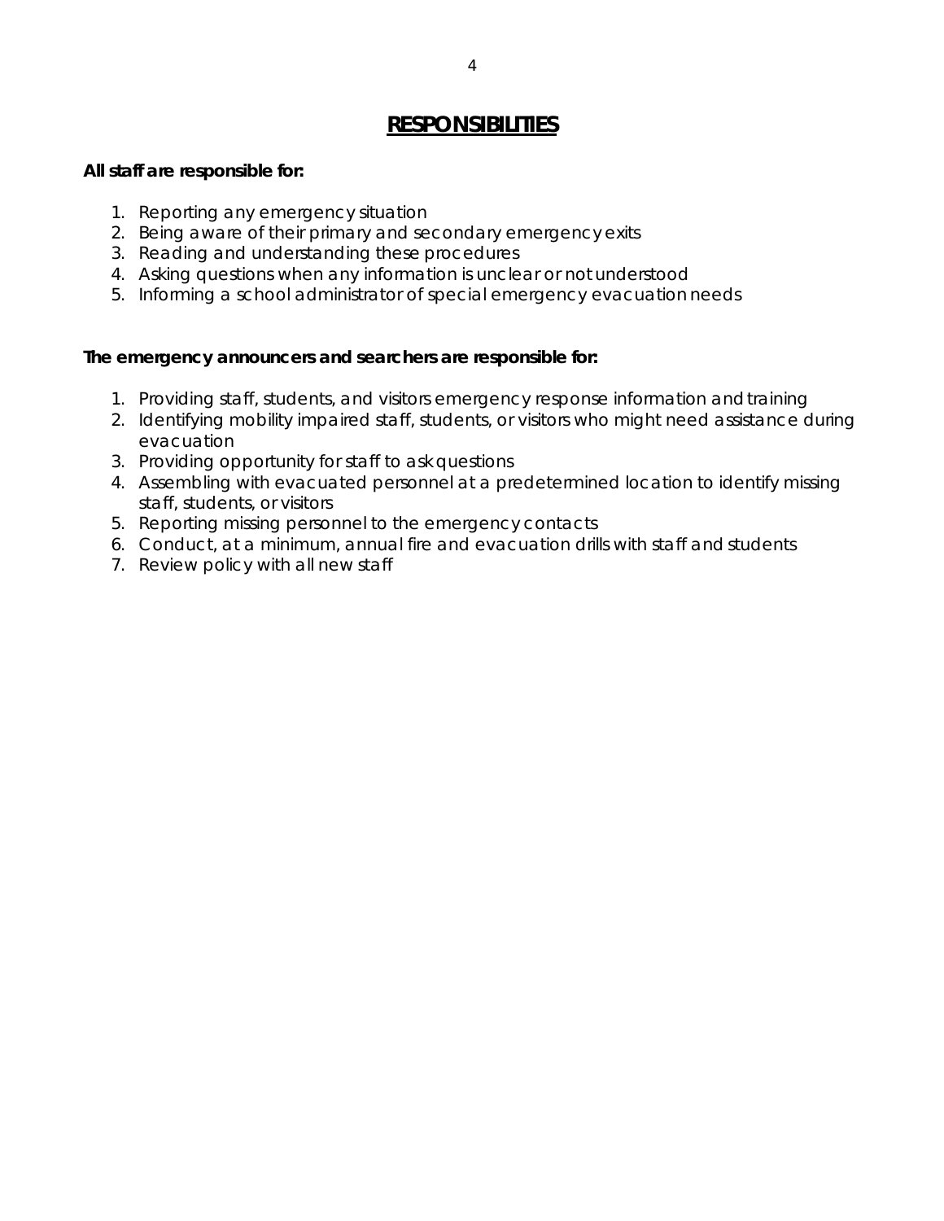# RESPONSIBILITIES

**All staff are responsible for:**

1. Reporting any emergency situation
2. Being aware of their primary and secondary emergency exits
3. Reading and understanding these procedures
4. Asking questions when any information is unclear or not understood
5. Informing a school administrator of special emergency evacuation needs

**The emergency announcers and searchers are responsible for:**

1. Providing staff, students, and visitors emergency response information and training
2. Identifying mobility impaired staff, students, or visitors who might need assistance during evacuation
3. Providing opportunity for staff to ask questions
4. Assembling with evacuated personnel at a predetermined location to identify missing staff, students, or visitors
5. Reporting missing personnel to the emergency contacts
6. Conduct, at a minimum, annual fire and evacuation drills with staff and students
7. Review policy with all new staff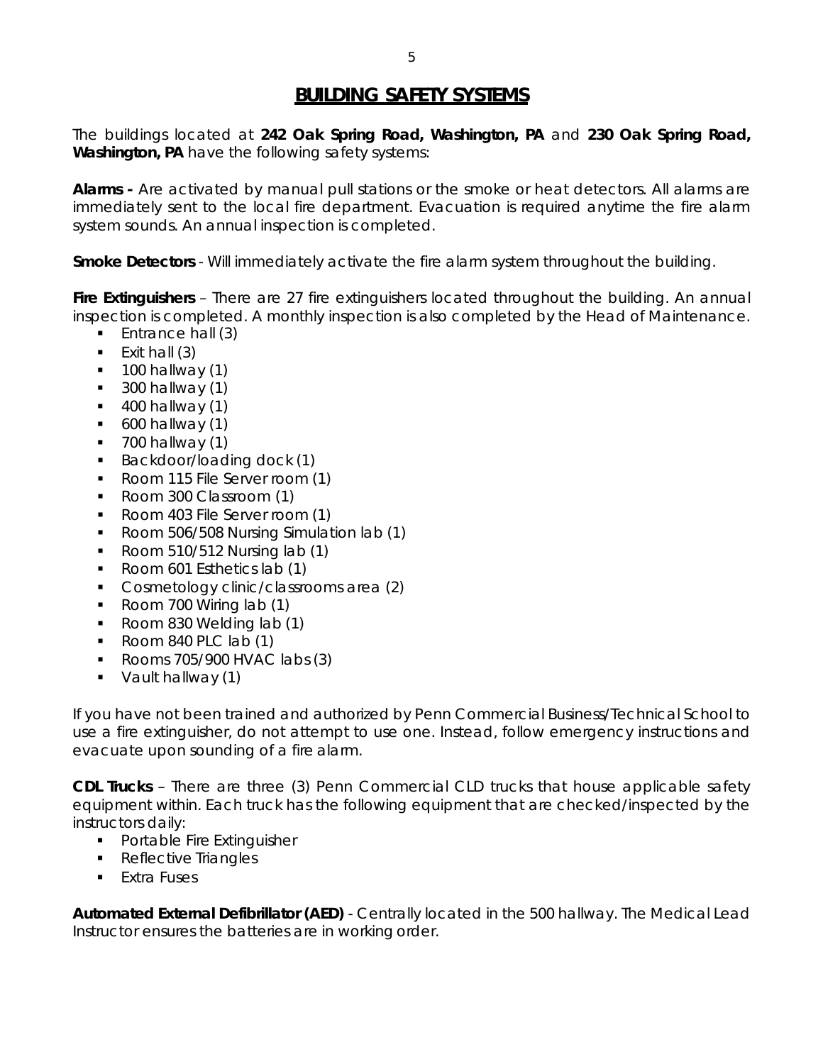# BUILDING SAFETY SYSTEMS

The buildings located at **242 Oak Spring Road, Washington, PA** and **230 Oak Spring Road, Washington, PA** have the following safety systems:

**Alarms -** Are activated by manual pull stations or the smoke or heat detectors. All alarms are immediately sent to the local fire department. Evacuation is required anytime the fire alarm system sounds. An annual inspection is completed.

**Smoke Detectors** - Will immediately activate the fire alarm system throughout the building.

**Fire Extinguishers** – There are 27 fire extinguishers located throughout the building. An annual inspection is completed. A monthly inspection is also completed by the Head of Maintenance.

- Entrance hall (3)
- Exit hall (3)
- 100 hallway (1)
- 300 hallway (1)
- 400 hallway (1)
- 600 hallway (1)
- 700 hallway (1)
- Backdoor/loading dock (1)
- Room 115 File Server room (1)
- Room 300 Classroom (1)
- Room 403 File Server room (1)
- Room 506/508 Nursing Simulation lab (1)
- Room 510/512 Nursing lab (1)
- Room 601 Esthetics lab (1)
- Cosmetology clinic/classrooms area (2)
- Room 700 Wiring lab (1)
- Room 830 Welding lab (1)
- Room 840 PLC lab (1)
- Rooms 705/900 HVAC labs (3)
- Vault hallway (1)

If you have not been trained and authorized by Penn Commercial Business/Technical School to use a fire extinguisher, do not attempt to use one. Instead, follow emergency instructions and evacuate upon sounding of a fire alarm.

**CDL Trucks** – There are three (3) Penn Commercial CLD trucks that house applicable safety equipment within. Each truck has the following equipment that are checked/inspected by the instructors daily:

- Portable Fire Extinguisher
- Reflective Triangles
- Extra Fuses

**Automated External Defibrillator (AED)** - Centrally located in the 500 hallway. The Medical Lead Instructor ensures the batteries are in working order.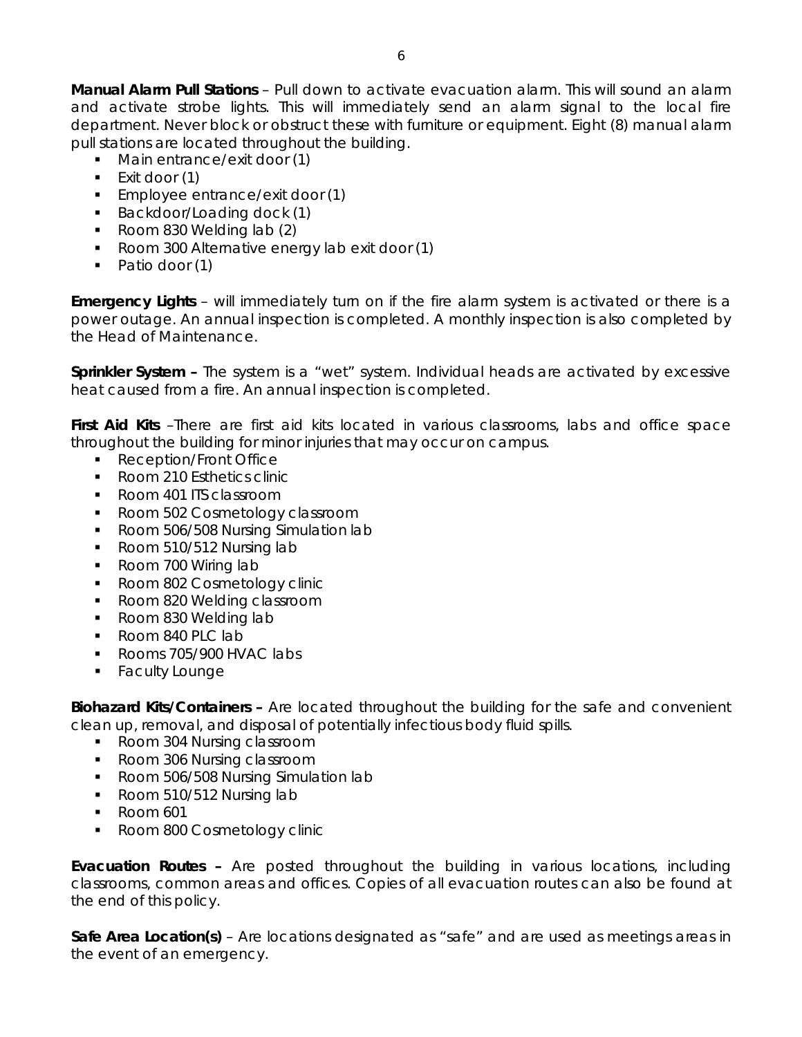**Manual Alarm Pull Stations** – Pull down to activate evacuation alarm. This will sound an alarm and activate strobe lights. This will immediately send an alarm signal to the local fire department. Never block or obstruct these with furniture or equipment. Eight (8) manual alarm pull stations are located throughout the building.

- Main entrance/exit door (1)
- Exit door (1)
- Employee entrance/exit door (1)
- Backdoor/Loading dock (1)
- Room 830 Welding lab (2)
- Room 300 Alternative energy lab exit door (1)
- Patio door (1)

**Emergency Lights** – will immediately turn on if the fire alarm system is activated or there is a power outage. An annual inspection is completed. A monthly inspection is also completed by the Head of Maintenance.

**Sprinkler System –** The system is a "wet" system. Individual heads are activated by excessive heat caused from a fire. An annual inspection is completed.

**First Aid Kits** –There are first aid kits located in various classrooms, labs and office space throughout the building for minor injuries that may occur on campus.

- Reception/Front Office
- Room 210 Esthetics clinic
- Room 401 ITS classroom
- Room 502 Cosmetology classroom
- Room 506/508 Nursing Simulation lab
- Room 510/512 Nursing lab
- Room 700 Wiring lab
- Room 802 Cosmetology clinic
- Room 820 Welding classroom
- Room 830 Welding lab
- Room 840 PLC lab
- Rooms 705/900 HVAC labs
- Faculty Lounge

**Biohazard Kits/Containers –** Are located throughout the building for the safe and convenient clean up, removal, and disposal of potentially infectious body fluid spills.

- Room 304 Nursing classroom
- Room 306 Nursing classroom
- Room 506/508 Nursing Simulation lab
- Room 510/512 Nursing lab
- Room 601
- Room 800 Cosmetology clinic

**Evacuation Routes –** Are posted throughout the building in various locations, including classrooms, common areas and offices. Copies of all evacuation routes can also be found at the end of this policy.

**Safe Area Location(s)** – Are locations designated as "safe" and are used as meetings areas in the event of an emergency.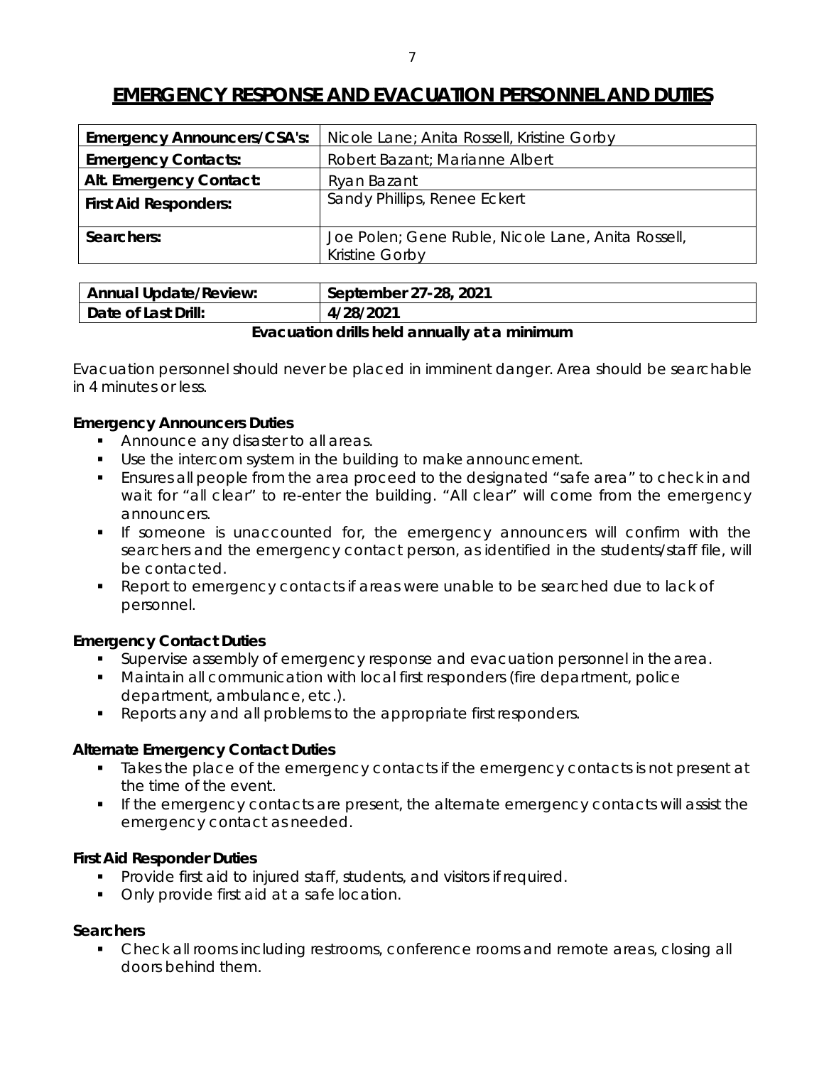# EMERGENCY RESPONSE AND EVACUATION PERSONNEL AND DUTIES

| **Emergency Announcers/CSA's:** | Nicole Lane; Anita Rossell, Kristine Gorby |
|---|---|
| **Emergency Contacts:** | Robert Bazant; Marianne Albert |
| **Alt. Emergency Contact:** | Ryan Bazant |
| **First Aid Responders:** | Sandy Phillips, Renee Eckert |
| **Searchers:** | Joe Polen; Gene Ruble, Nicole Lane, Anita Rossell, Kristine Gorby |

| **Annual Update/Review:** | **September 27-28, 2021** |
|---|---|
| **Date of Last Drill:** | **4/28/2021** |

**Evacuation drills held annually at a minimum**

Evacuation personnel should never be placed in imminent danger. Area should be searchable in 4 minutes or less.

**Emergency Announcers Duties**

- Announce any disaster to all areas.
- Use the intercom system in the building to make announcement.
- Ensures all people from the area proceed to the designated "safe area" to check in and wait for "all clear" to re-enter the building. "All clear" will come from the emergency announcers.
- If someone is unaccounted for, the emergency announcers will confirm with the searchers and the emergency contact person, as identified in the students/staff file, will be contacted.
- Report to emergency contacts if areas were unable to be searched due to lack of personnel.

**Emergency Contact Duties**

- Supervise assembly of emergency response and evacuation personnel in the area.
- Maintain all communication with local first responders (fire department, police department, ambulance, etc.).
- Reports any and all problems to the appropriate first responders.

**Alternate Emergency Contact Duties**

- Takes the place of the emergency contacts if the emergency contacts is not present at the time of the event.
- If the emergency contacts are present, the alternate emergency contacts will assist the emergency contact as needed.

**First Aid Responder Duties**

- Provide first aid to injured staff, students, and visitors if required.
- Only provide first aid at a safe location.

**Searchers**

- Check all rooms including restrooms, conference rooms and remote areas, closing all doors behind them.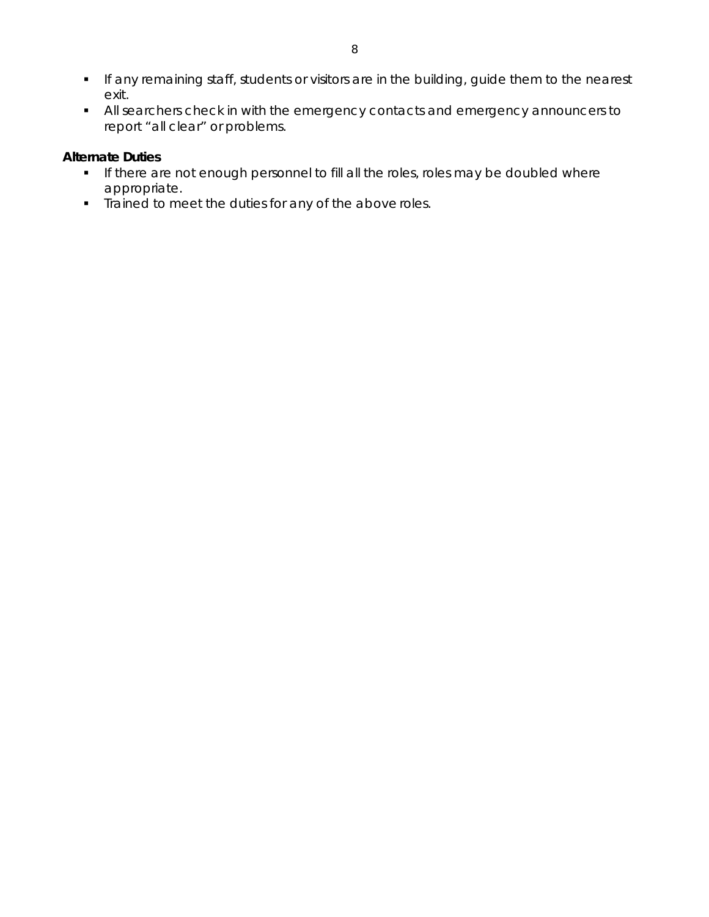- If any remaining staff, students or visitors are in the building, guide them to the nearest exit.
- All searchers check in with the emergency contacts and emergency announcers to report "all clear" or problems.

**Alternate Duties**

- If there are not enough personnel to fill all the roles, roles may be doubled where appropriate.
- Trained to meet the duties for any of the above roles.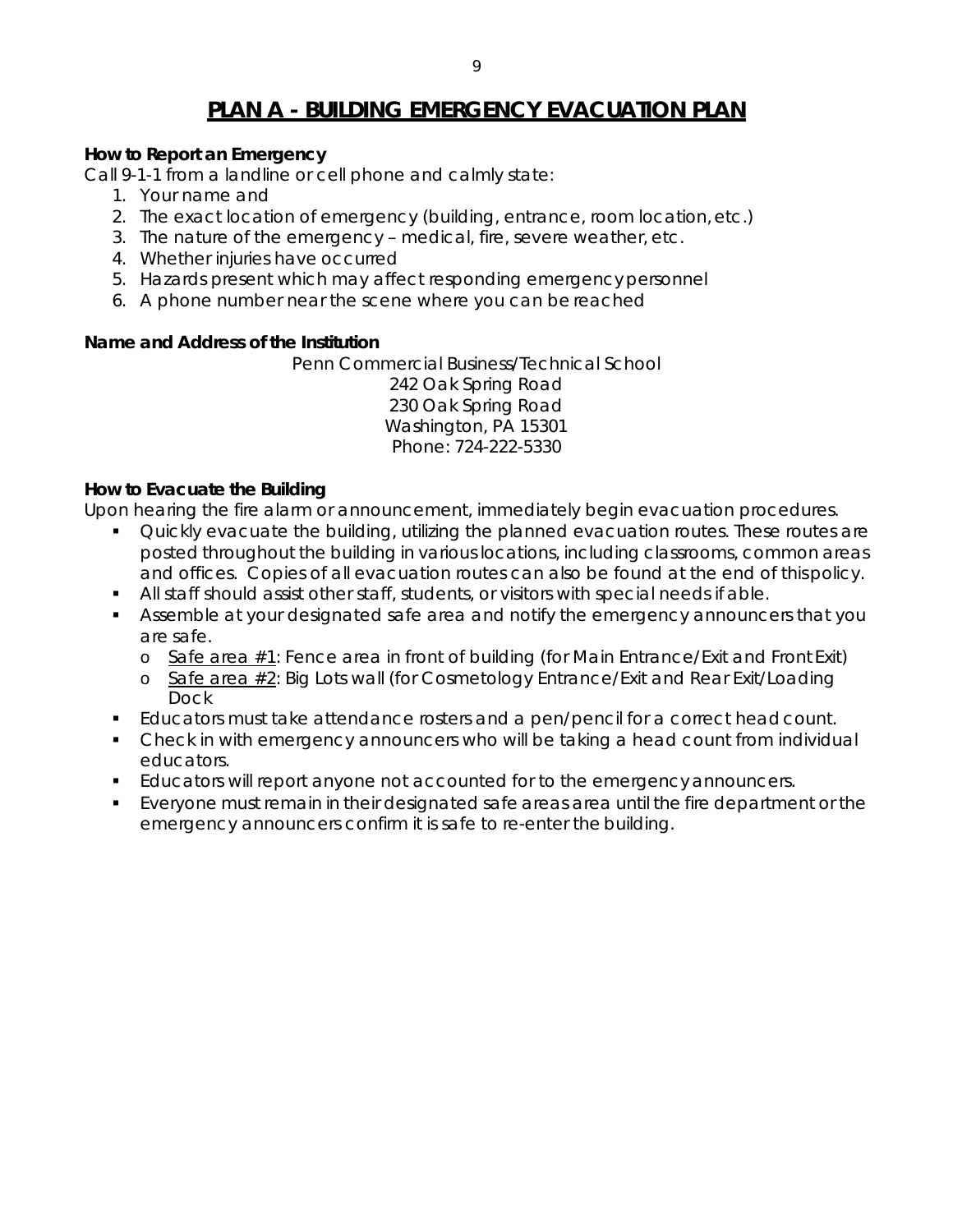# PLAN A - BUILDING EMERGENCY EVACUATION PLAN

**How to Report an Emergency**

Call 9-1-1 from a landline or cell phone and calmly state:

1. Your name and
2. The exact location of emergency (building, entrance, room location, etc.)
3. The nature of the emergency – medical, fire, severe weather, etc.
4. Whether injuries have occurred
5. Hazards present which may affect responding emergency personnel
6. A phone number near the scene where you can be reached

**Name and Address of the Institution**

Penn Commercial Business/Technical School
242 Oak Spring Road
230 Oak Spring Road
Washington, PA 15301
Phone: 724-222-5330

**How to Evacuate the Building**

Upon hearing the fire alarm or announcement, immediately begin evacuation procedures.

- Quickly evacuate the building, utilizing the planned evacuation routes. These routes are posted throughout the building in various locations, including classrooms, common areas and offices. Copies of all evacuation routes can also be found at the end of thispolicy.
- All staff should assist other staff, students, or visitors with special needs if able.
- Assemble at your designated safe area and notify the emergency announcers that you are safe.
  - Safe area #1: Fence area in front of building (for Main Entrance/Exit and Front Exit)
  - Safe area #2: Big Lots wall (for Cosmetology Entrance/Exit and Rear Exit/Loading Dock
- Educators must take attendance rosters and a pen/pencil for a correct head count.
- Check in with emergency announcers who will be taking a head count from individual educators.
- Educators will report anyone not accounted for to the emergency announcers.
- Everyone must remain in their designated safe areas area until the fire department or the emergency announcers confirm it is safe to re-enter the building.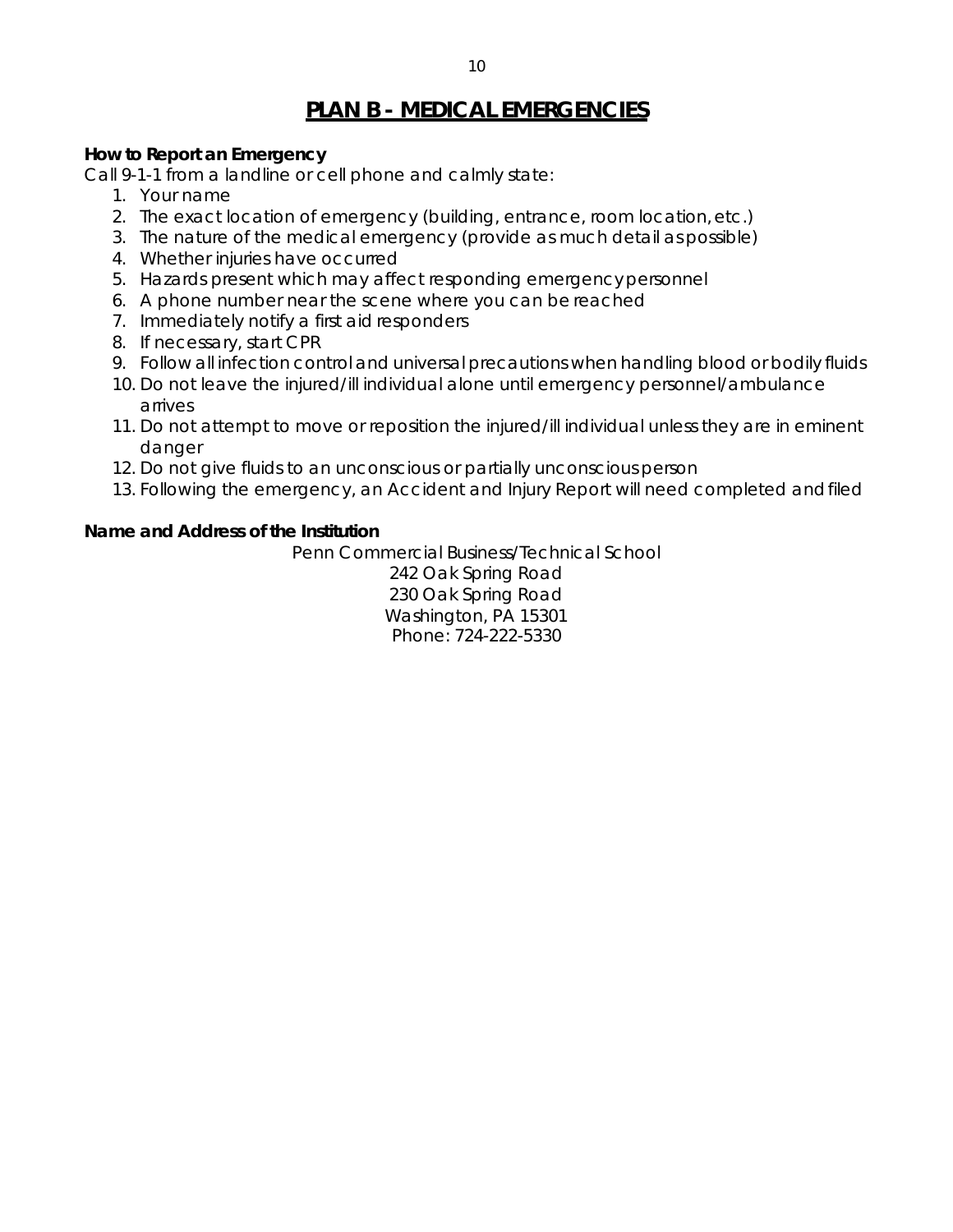# PLAN B - MEDICAL EMERGENCIES

**How to Report an Emergency**

Call 9-1-1 from a landline or cell phone and calmly state:

1. Your name
2. The exact location of emergency (building, entrance, room location, etc.)
3. The nature of the medical emergency (provide as much detail as possible)
4. Whether injuries have occurred
5. Hazards present which may affect responding emergency personnel
6. A phone number near the scene where you can be reached
7. Immediately notify a first aid responders
8. If necessary, start CPR
9. Follow all infection control and universal precautions when handling blood or bodily fluids
10. Do not leave the injured/ill individual alone until emergency personnel/ambulance arrives
11. Do not attempt to move or reposition the injured/ill individual unless they are in eminent danger
12. Do not give fluids to an unconscious or partially unconscious person
13. Following the emergency, an Accident and Injury Report will need completed and filed

**Name and Address of the Institution**

Penn Commercial Business/Technical School
242 Oak Spring Road
230 Oak Spring Road
Washington, PA 15301
Phone: 724-222-5330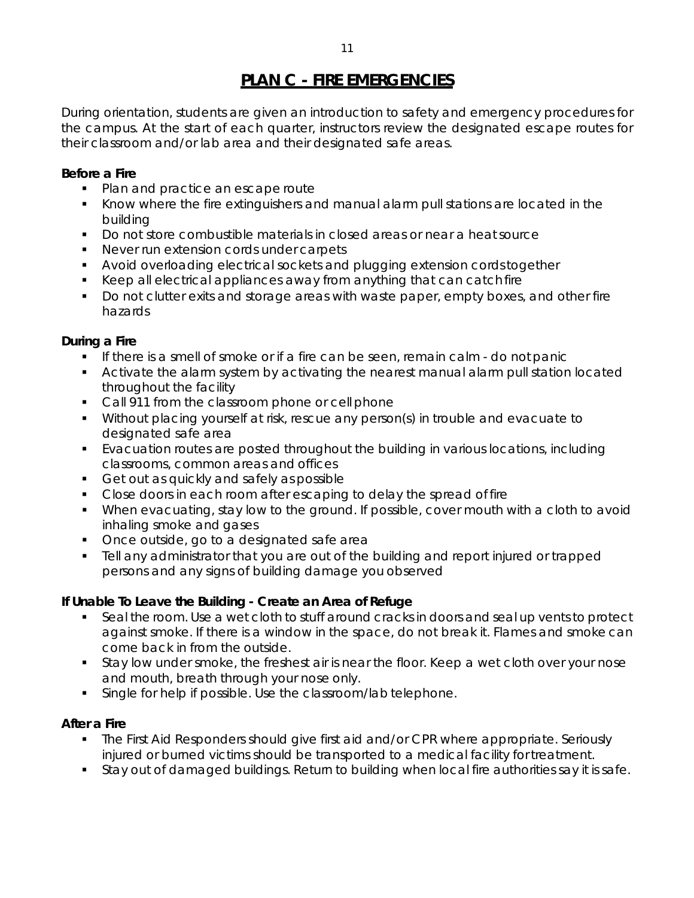# PLAN C - FIRE EMERGENCIES

During orientation, students are given an introduction to safety and emergency procedures for the campus. At the start of each quarter, instructors review the designated escape routes for their classroom and/or lab area and their designated safe areas.

**Before a Fire**

- Plan and practice an escape route
- Know where the fire extinguishers and manual alarm pull stations are located in the building
- Do not store combustible materials in closed areas or near a heat source
- Never run extension cords under carpets
- Avoid overloading electrical sockets and plugging extension cords together
- Keep all electrical appliances away from anything that can catch fire
- Do not clutter exits and storage areas with waste paper, empty boxes, and other fire hazards

**During a Fire**

- If there is a smell of smoke or if a fire can be seen, remain calm - do not panic
- Activate the alarm system by activating the nearest manual alarm pull station located throughout the facility
- Call 911 from the classroom phone or cell phone
- Without placing yourself at risk, rescue any person(s) in trouble and evacuate to designated safe area
- Evacuation routes are posted throughout the building in various locations, including classrooms, common areas and offices
- Get out as quickly and safely as possible
- Close doors in each room after escaping to delay the spread of fire
- When evacuating, stay low to the ground. If possible, cover mouth with a cloth to avoid inhaling smoke and gases
- Once outside, go to a designated safe area
- Tell any administrator that you are out of the building and report injured or trapped persons and any signs of building damage you observed

**If Unable To Leave the Building - Create an Area of Refuge**

- Seal the room. Use a wet cloth to stuff around cracks in doors and seal up vents to protect against smoke. If there is a window in the space, do not break it. Flames and smoke can come back in from the outside.
- Stay low under smoke, the freshest air is near the floor. Keep a wet cloth over your nose and mouth, breath through your nose only.
- Single for help if possible. Use the classroom/lab telephone.

**After a Fire**

- The First Aid Responders should give first aid and/or CPR where appropriate. Seriously injured or burned victims should be transported to a medical facility for treatment.
- Stay out of damaged buildings. Return to building when local fire authorities say it is safe.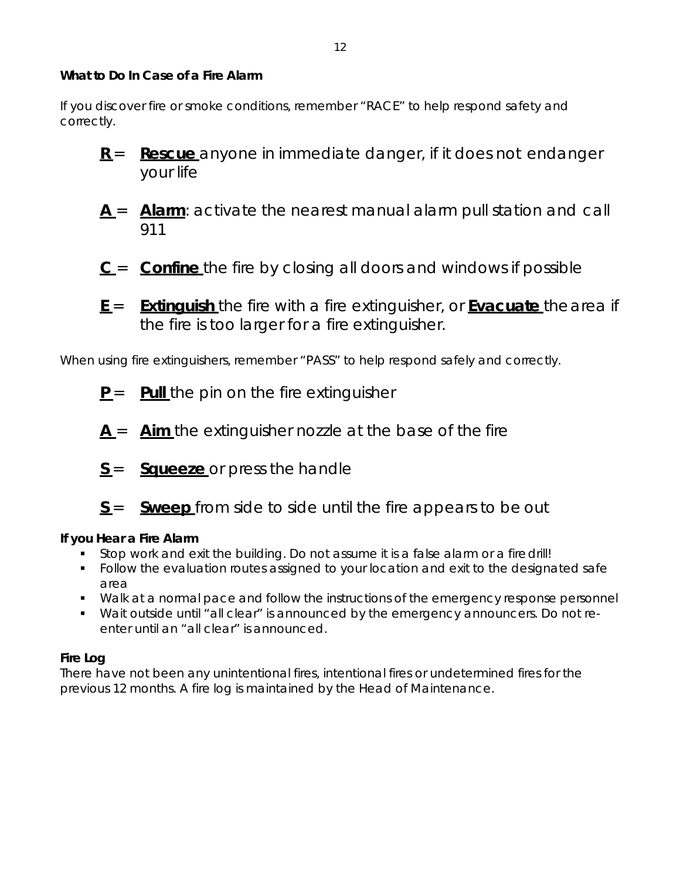### What to Do In Case of a Fire Alarm

If you discover fire or smoke conditions, remember "RACE" to help respond safety and correctly.

- **R** = **Rescue** anyone in immediate danger, if it does not endanger your life
- **A** = **Alarm**: activate the nearest manual alarm pull station and call 911
- **C** = **Confine** the fire by closing all doors and windows if possible
- **E** = **Extinguish** the fire with a fire extinguisher, or **Evacuate** the area if the fire is too larger for a fire extinguisher.

When using fire extinguishers, remember "PASS" to help respond safely and correctly.

- **P** = **Pull** the pin on the fire extinguisher
- **A** = **Aim** the extinguisher nozzle at the base of the fire
- **S** = **Squeeze** or press the handle
- **S** = **Sweep** from side to side until the fire appears to be out

### If you Hear a Fire Alarm

- Stop work and exit the building. Do not assume it is a false alarm or a fire drill!
- Follow the evaluation routes assigned to your location and exit to the designated safe area
- Walk at a normal pace and follow the instructions of the emergency response personnel
- Wait outside until "all clear" is announced by the emergency announcers. Do not re-enter until an "all clear" is announced.

### Fire Log

There have not been any unintentional fires, intentional fires or undetermined fires for the previous 12 months. A fire log is maintained by the Head of Maintenance.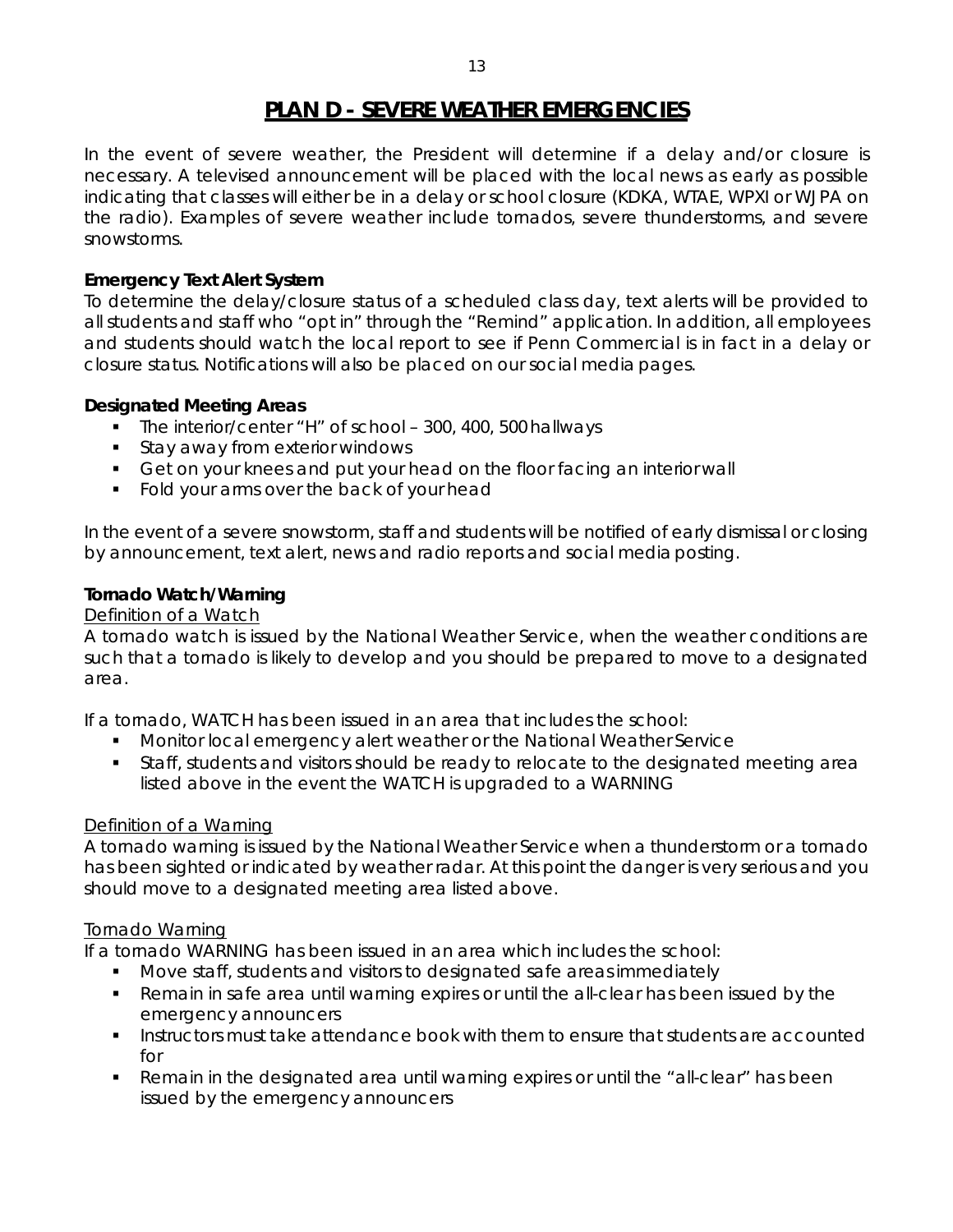# PLAN D - SEVERE WEATHER EMERGENCIES

In the event of severe weather, the President will determine if a delay and/or closure is necessary. A televised announcement will be placed with the local news as early as possible indicating that classes will either be in a delay or school closure (KDKA, WTAE, WPXI or WJPA on the radio). Examples of severe weather include tornados, severe thunderstorms, and severe snowstorms.

**Emergency Text Alert System**

To determine the delay/closure status of a scheduled class day, text alerts will be provided to all students and staff who "opt in" through the "Remind" application. In addition, all employees and students should watch the local report to see if Penn Commercial is in fact in a delay or closure status. Notifications will also be placed on our social media pages.

**Designated Meeting Areas**

- The interior/center "H" of school – 300, 400, 500 hallways
- Stay away from exterior windows
- Get on your knees and put your head on the floor facing an interior wall
- Fold your arms over the back of your head

In the event of a severe snowstorm, staff and students will be notified of early dismissal or closing by announcement, text alert, news and radio reports and social media posting.

**Tornado Watch/Warning**

Definition of a Watch

A tornado watch is issued by the National Weather Service, when the weather conditions are such that a tornado is likely to develop and you should be prepared to move to a designated area.

If a tornado, WATCH has been issued in an area that includes the school:

- Monitor local emergency alert weather or the National Weather Service
- Staff, students and visitors should be ready to relocate to the designated meeting area listed above in the event the WATCH is upgraded to a WARNING

Definition of a Warning

A tornado warning is issued by the National Weather Service when a thunderstorm or a tornado has been sighted or indicated by weather radar. At this point the danger is very serious and you should move to a designated meeting area listed above.

Tornado Warning

If a tornado WARNING has been issued in an area which includes the school:

- Move staff, students and visitors to designated safe areas immediately
- Remain in safe area until warning expires or until the all-clear has been issued by the emergency announcers
- Instructors must take attendance book with them to ensure that students are accounted for
- Remain in the designated area until warning expires or until the "all-clear" has been issued by the emergency announcers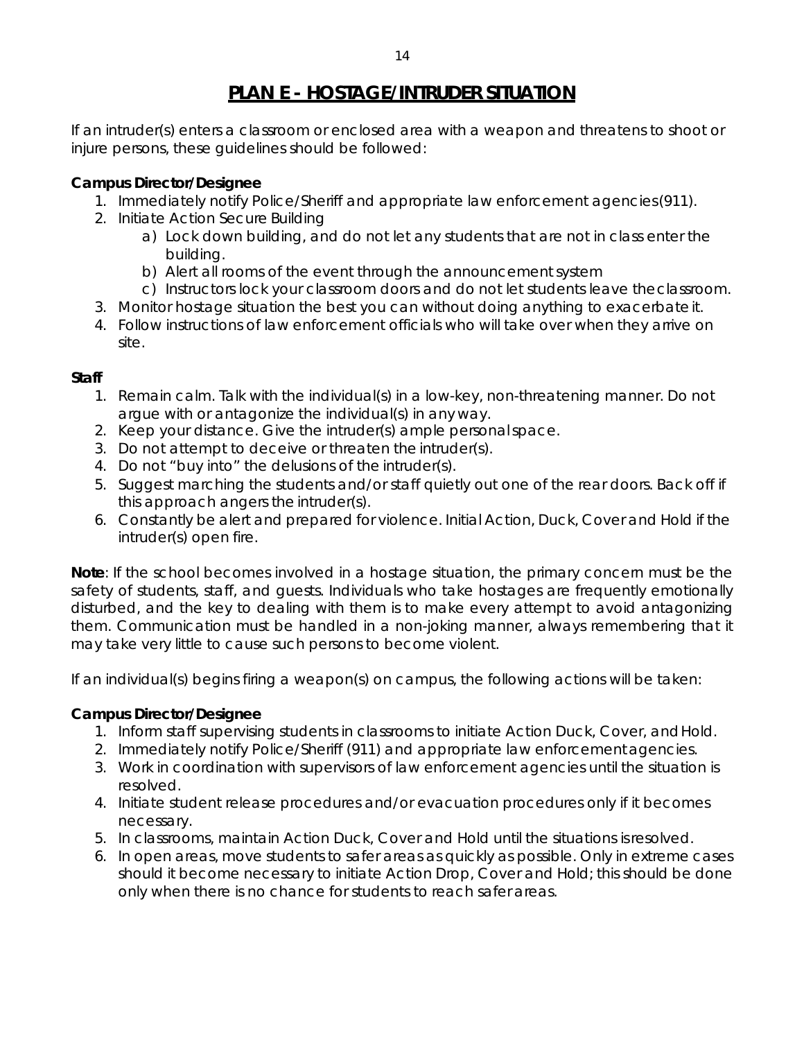# PLAN E - HOSTAGE/INTRUDER SITUATION

If an intruder(s) enters a classroom or enclosed area with a weapon and threatens to shoot or injure persons, these guidelines should be followed:

**Campus Director/Designee**

1. Immediately notify Police/Sheriff and appropriate law enforcement agencies(911).
2. Initiate Action Secure Building
   a) Lock down building, and do not let any students that are not in class enter the building.
   b) Alert all rooms of the event through the announcement system
   c) Instructors lock your classroom doors and do not let students leave the classroom.
3. Monitor hostage situation the best you can without doing anything to exacerbate it.
4. Follow instructions of law enforcement officials who will take over when they arrive on site.

**Staff**

1. Remain calm. Talk with the individual(s) in a low-key, non-threatening manner. Do not argue with or antagonize the individual(s) in any way.
2. Keep your distance. Give the intruder(s) ample personal space.
3. Do not attempt to deceive or threaten the intruder(s).
4. Do not "buy into" the delusions of the intruder(s).
5. Suggest marching the students and/or staff quietly out one of the rear doors. Back off if this approach angers the intruder(s).
6. Constantly be alert and prepared for violence. Initial Action, Duck, Cover and Hold if the intruder(s) open fire.

**Note**: If the school becomes involved in a hostage situation, the primary concern must be the safety of students, staff, and guests. Individuals who take hostages are frequently emotionally disturbed, and the key to dealing with them is to make every attempt to avoid antagonizing them. Communication must be handled in a non-joking manner, always remembering that it may take very little to cause such persons to become violent.

If an individual(s) begins firing a weapon(s) on campus, the following actions will be taken:

**Campus Director/Designee**

1. Inform staff supervising students in classrooms to initiate Action Duck, Cover, and Hold.
2. Immediately notify Police/Sheriff (911) and appropriate law enforcement agencies.
3. Work in coordination with supervisors of law enforcement agencies until the situation is resolved.
4. Initiate student release procedures and/or evacuation procedures only if it becomes necessary.
5. In classrooms, maintain Action Duck, Cover and Hold until the situations is resolved.
6. In open areas, move students to safer areas as quickly as possible. Only in extreme cases should it become necessary to initiate Action Drop, Cover and Hold; this should be done only when there is no chance for students to reach safer areas.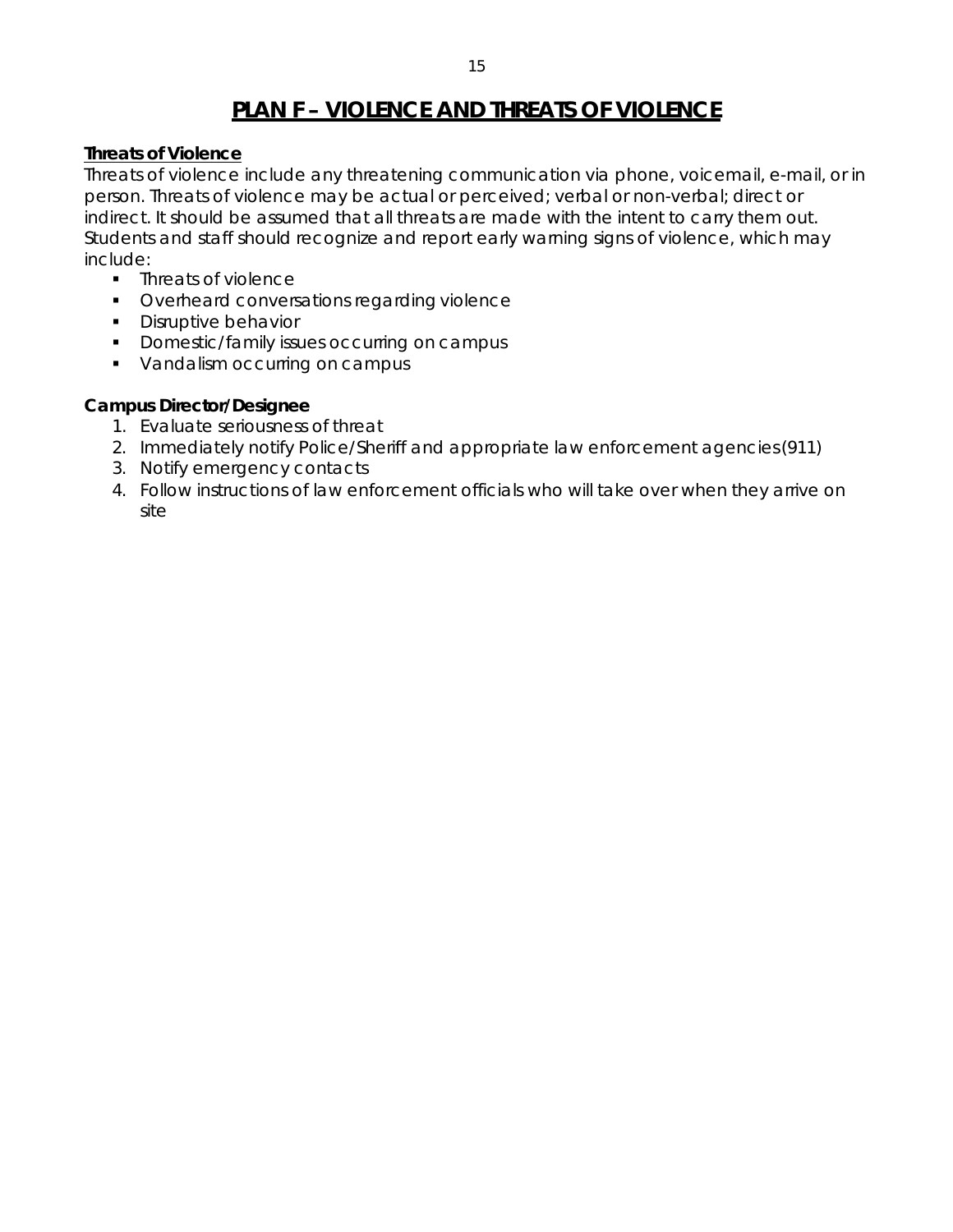# PLAN F – VIOLENCE AND THREATS OF VIOLENCE

## Threats of Violence

Threats of violence include any threatening communication via phone, voicemail, e-mail, or in person. Threats of violence may be actual or perceived; verbal or non-verbal; direct or indirect. It should be assumed that all threats are made with the intent to carry them out. Students and staff should recognize and report early warning signs of violence, which may include:

- Threats of violence
- Overheard conversations regarding violence
- Disruptive behavior
- Domestic/family issues occurring on campus
- Vandalism occurring on campus

**Campus Director/Designee**

1. Evaluate seriousness of threat
2. Immediately notify Police/Sheriff and appropriate law enforcement agencies(911)
3. Notify emergency contacts
4. Follow instructions of law enforcement officials who will take over when they arrive on site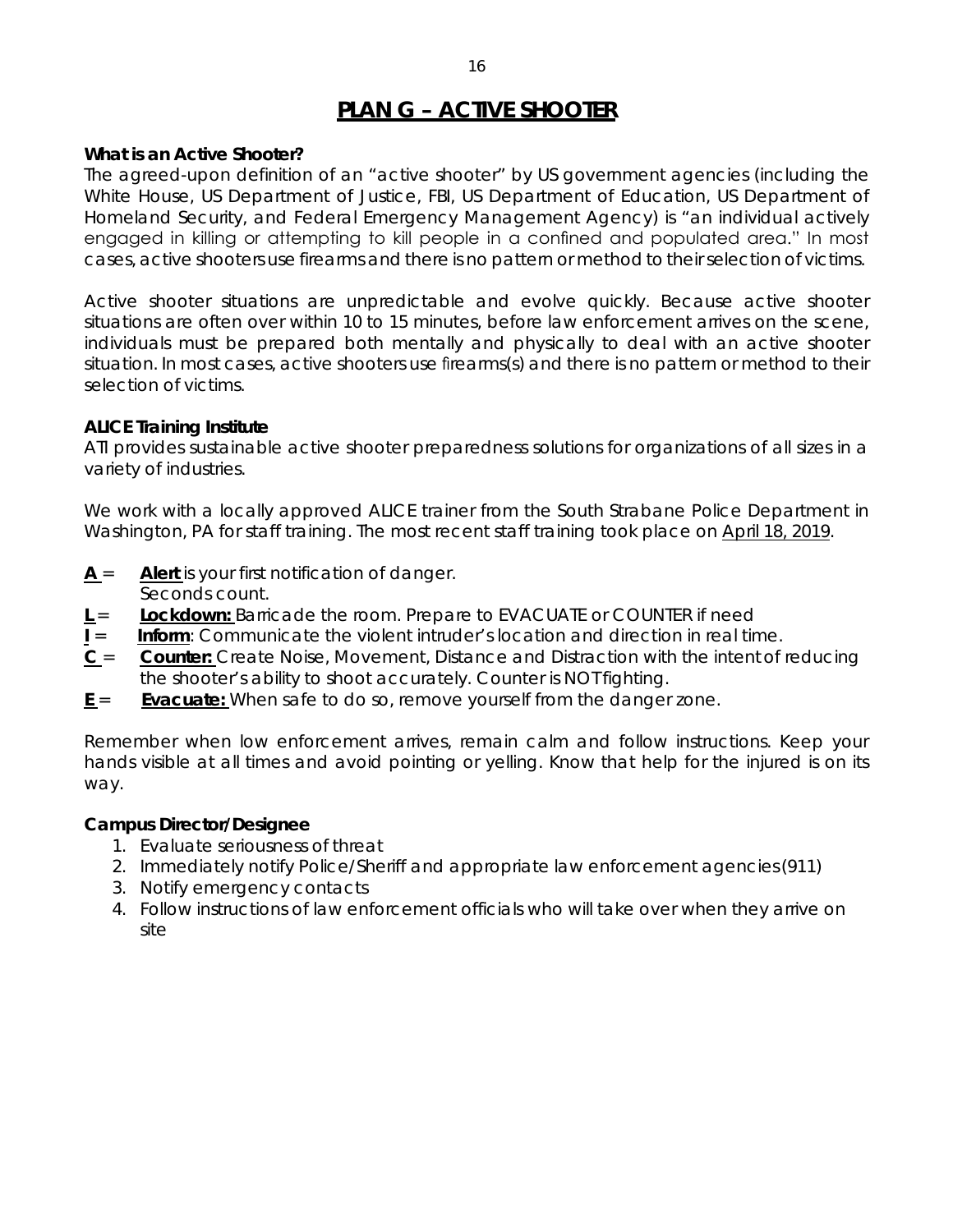# PLAN G – ACTIVE SHOOTER

**What is an Active Shooter?**
The agreed-upon definition of an "active shooter" by US government agencies (including the White House, US Department of Justice, FBI, US Department of Education, US Department of Homeland Security, and Federal Emergency Management Agency) is "an individual actively engaged in killing or attempting to kill people in a confined and populated area." In most cases, active shooters use firearms and there is no pattern or method to their selection of victims.

Active shooter situations are unpredictable and evolve quickly. Because active shooter situations are often over within 10 to 15 minutes, before law enforcement arrives on the scene, individuals must be prepared both mentally and physically to deal with an active shooter situation. In most cases, active shooters use firearms(s) and there is no pattern or method to their selection of victims.

**ALICE Training Institute**
ATI provides sustainable active shooter preparedness solutions for organizations of all sizes in a variety of industries.

We work with a locally approved ALICE trainer from the South Strabane Police Department in Washington, PA for staff training. The most recent staff training took place on <u>April 18, 2019</u>.

- **<u>A</u>** = **<u>Alert</u>** is your first notification of danger.
  Seconds count.
- **<u>L</u>** = **<u>Lockdown:</u>** Barricade the room. Prepare to EVACUATE or COUNTER if need
- **<u>I</u>** = **Inform**: Communicate the violent intruder's location and direction in real time.
- **<u>C</u>** = **<u>Counter:</u>** Create Noise, Movement, Distance and Distraction with the intent of reducing the shooter's ability to shoot accurately. Counter is NOT fighting.
- **<u>E</u>** = **<u>Evacuate:</u>** When safe to do so, remove yourself from the danger zone.

Remember when low enforcement arrives, remain calm and follow instructions. Keep your hands visible at all times and avoid pointing or yelling. Know that help for the injured is on its way.

**Campus Director/Designee**

1. Evaluate seriousness of threat
2. Immediately notify Police/Sheriff and appropriate law enforcement agencies(911)
3. Notify emergency contacts
4. Follow instructions of law enforcement officials who will take over when they arrive on site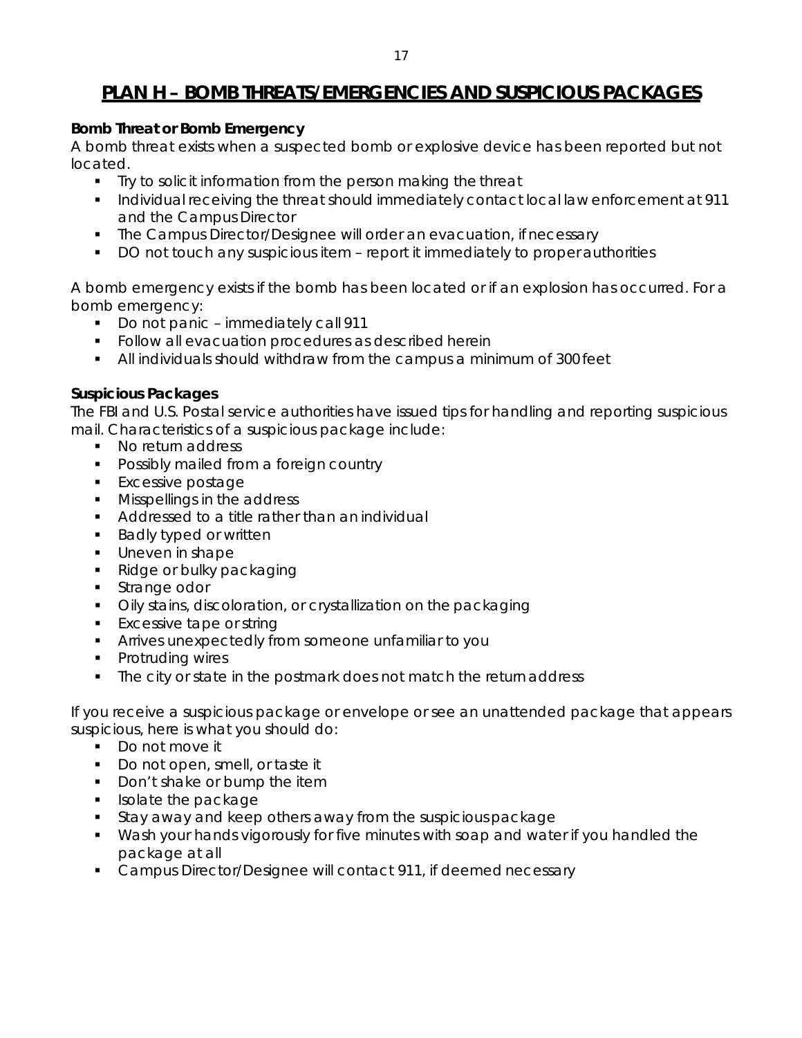# PLAN H – BOMB THREATS/EMERGENCIES AND SUSPICIOUS PACKAGES

**Bomb Threat or Bomb Emergency**

A bomb threat exists when a suspected bomb or explosive device has been reported but not located.

- Try to solicit information from the person making the threat
- Individual receiving the threat should immediately contact local law enforcement at 911 and the Campus Director
- The Campus Director/Designee will order an evacuation, if necessary
- DO not touch any suspicious item – report it immediately to proper authorities

A bomb emergency exists if the bomb has been located or if an explosion has occurred. For a bomb emergency:

- Do not panic – immediately call 911
- Follow all evacuation procedures as described herein
- All individuals should withdraw from the campus a minimum of 300 feet

**Suspicious Packages**

The FBI and U.S. Postal service authorities have issued tips for handling and reporting suspicious mail. Characteristics of a suspicious package include:

- No return address
- Possibly mailed from a foreign country
- Excessive postage
- Misspellings in the address
- Addressed to a title rather than an individual
- Badly typed or written
- Uneven in shape
- Ridge or bulky packaging
- Strange odor
- Oily stains, discoloration, or crystallization on the packaging
- Excessive tape or string
- Arrives unexpectedly from someone unfamiliar to you
- Protruding wires
- The city or state in the postmark does not match the return address

If you receive a suspicious package or envelope or see an unattended package that appears suspicious, here is what you should do:

- Do not move it
- Do not open, smell, or taste it
- Don't shake or bump the item
- Isolate the package
- Stay away and keep others away from the suspicious package
- Wash your hands vigorously for five minutes with soap and water if you handled the package at all
- Campus Director/Designee will contact 911, if deemed necessary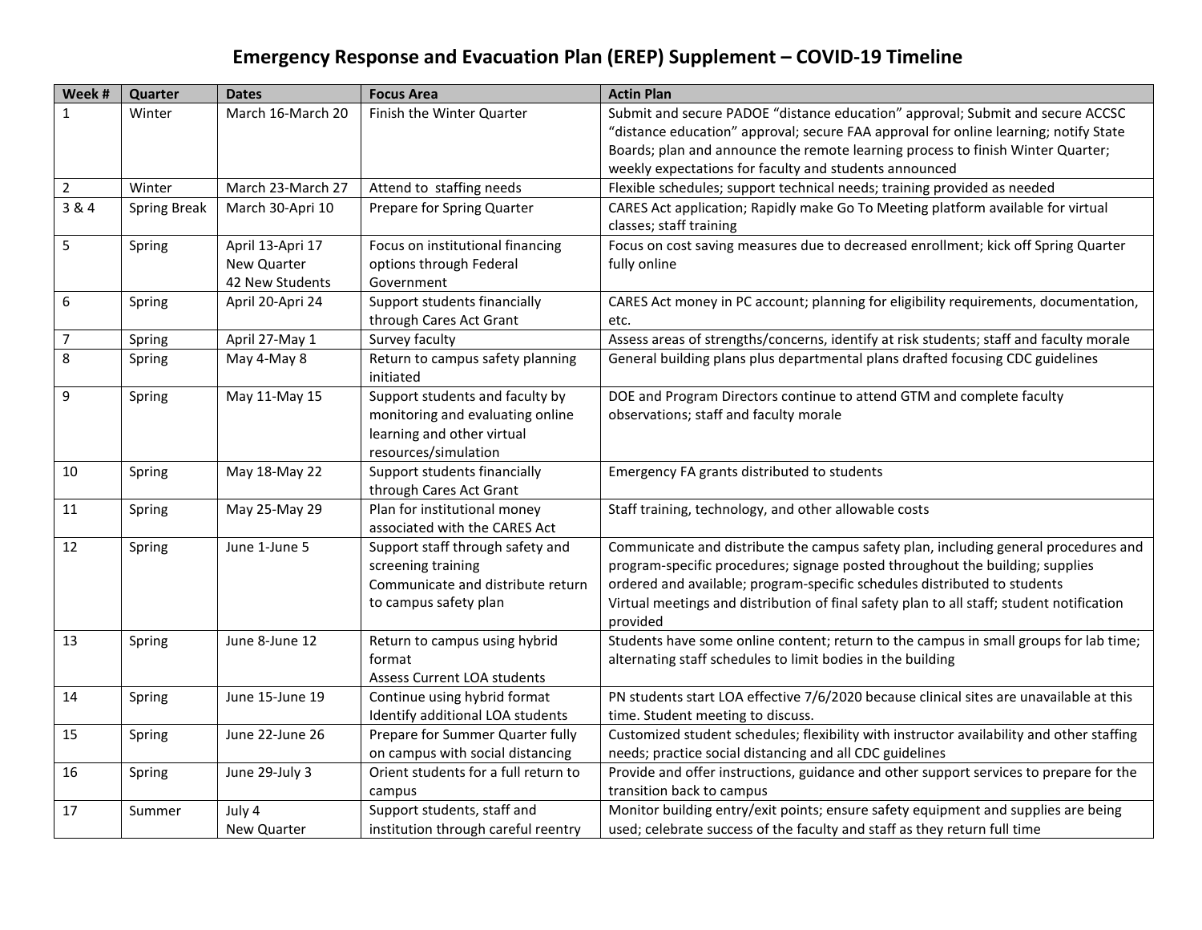# Emergency Response and Evacuation Plan (EREP) Supplement – COVID-19 Timeline

| Week # | Quarter | Dates | Focus Area | Actin Plan |
|---|---|---|---|---|
| 1 | Winter | March 16-March 20 | Finish the Winter Quarter | Submit and secure PADOE "distance education" approval; Submit and secure ACCSC "distance education" approval; secure FAA approval for online learning; notify State Boards; plan and announce the remote learning process to finish Winter Quarter; weekly expectations for faculty and students announced |
| 2 | Winter | March 23-March 27 | Attend to staffing needs | Flexible schedules; support technical needs; training provided as needed |
| 3 & 4 | Spring Break | March 30-Apri 10 | Prepare for Spring Quarter | CARES Act application; Rapidly make Go To Meeting platform available for virtual classes; staff training |
| 5 | Spring | April 13-Apri 17<br>New Quarter<br>42 New Students | Focus on institutional financing options through Federal Government | Focus on cost saving measures due to decreased enrollment; kick off Spring Quarter fully online |
| 6 | Spring | April 20-Apri 24 | Support students financially through Cares Act Grant | CARES Act money in PC account; planning for eligibility requirements, documentation, etc. |
| 7 | Spring | April 27-May 1 | Survey faculty | Assess areas of strengths/concerns, identify at risk students; staff and faculty morale |
| 8 | Spring | May 4-May 8 | Return to campus safety planning initiated | General building plans plus departmental plans drafted focusing CDC guidelines |
| 9 | Spring | May 11-May 15 | Support students and faculty by monitoring and evaluating online learning and other virtual resources/simulation | DOE and Program Directors continue to attend GTM and complete faculty observations; staff and faculty morale |
| 10 | Spring | May 18-May 22 | Support students financially through Cares Act Grant | Emergency FA grants distributed to students |
| 11 | Spring | May 25-May 29 | Plan for institutional money associated with the CARES Act | Staff training, technology, and other allowable costs |
| 12 | Spring | June 1-June 5 | Support staff through safety and screening training<br>Communicate and distribute return to campus safety plan | Communicate and distribute the campus safety plan, including general procedures and program-specific procedures; signage posted throughout the building; supplies ordered and available; program-specific schedules distributed to students<br>Virtual meetings and distribution of final safety plan to all staff; student notification provided |
| 13 | Spring | June 8-June 12 | Return to campus using hybrid format<br>Assess Current LOA students | Students have some online content; return to the campus in small groups for lab time; alternating staff schedules to limit bodies in the building |
| 14 | Spring | June 15-June 19 | Continue using hybrid format<br>Identify additional LOA students | PN students start LOA effective 7/6/2020 because clinical sites are unavailable at this time. Student meeting to discuss. |
| 15 | Spring | June 22-June 26 | Prepare for Summer Quarter fully on campus with social distancing | Customized student schedules; flexibility with instructor availability and other staffing needs; practice social distancing and all CDC guidelines |
| 16 | Spring | June 29-July 3 | Orient students for a full return to campus | Provide and offer instructions, guidance and other support services to prepare for the transition back to campus |
| 17 | Summer | July 4<br>New Quarter | Support students, staff and institution through careful reentry | Monitor building entry/exit points; ensure safety equipment and supplies are being used; celebrate success of the faculty and staff as they return full time |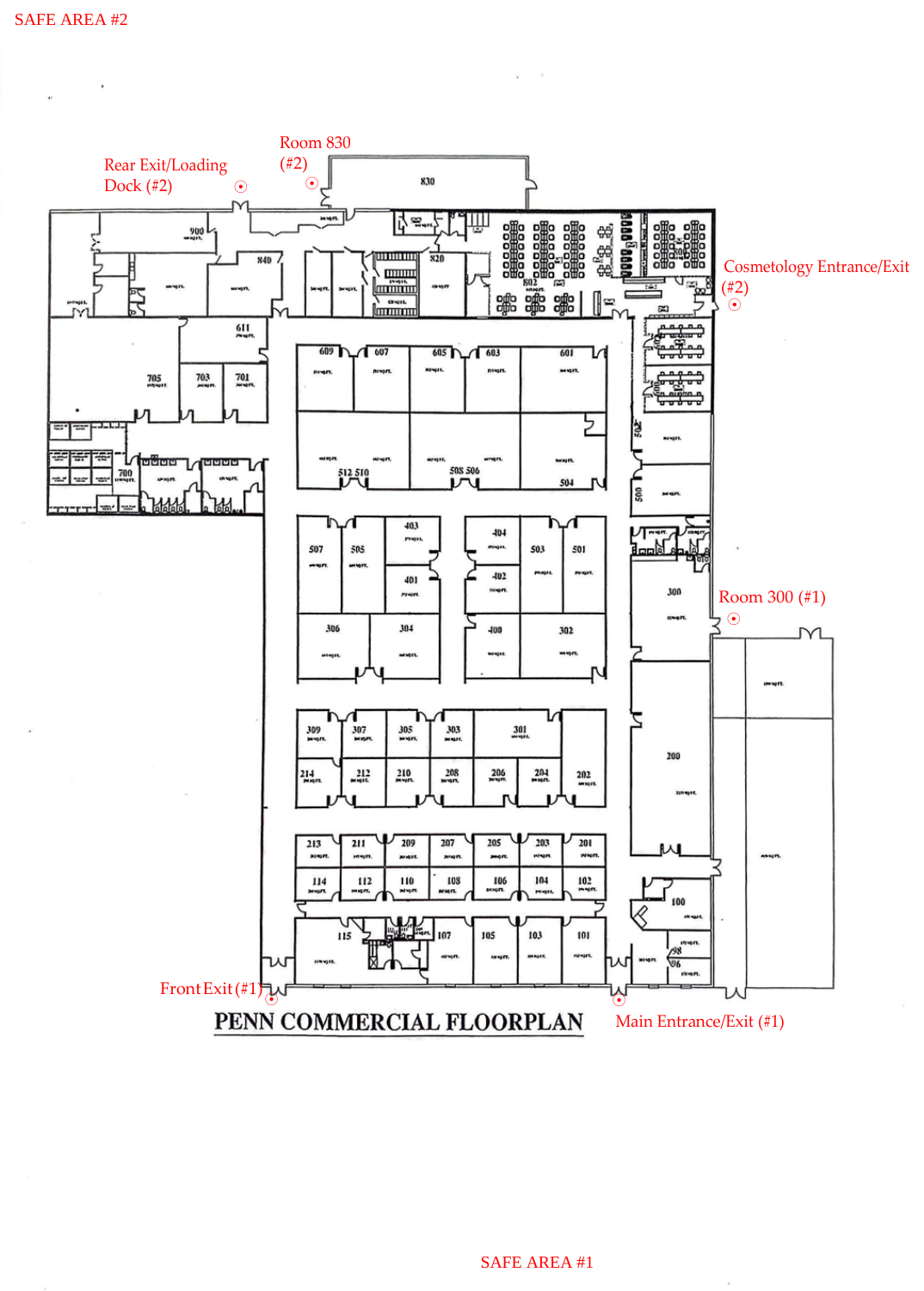SAFE AREA #2

Rear Exit/Loading Dock (#2)

Room 830 (#2)

Cosmetology Entrance/Exit (#2)

Room 300 (#1)

Front Exit (#1)

Main Entrance/Exit (#1)

PENN COMMERCIAL FLOORPLAN

SAFE AREA #1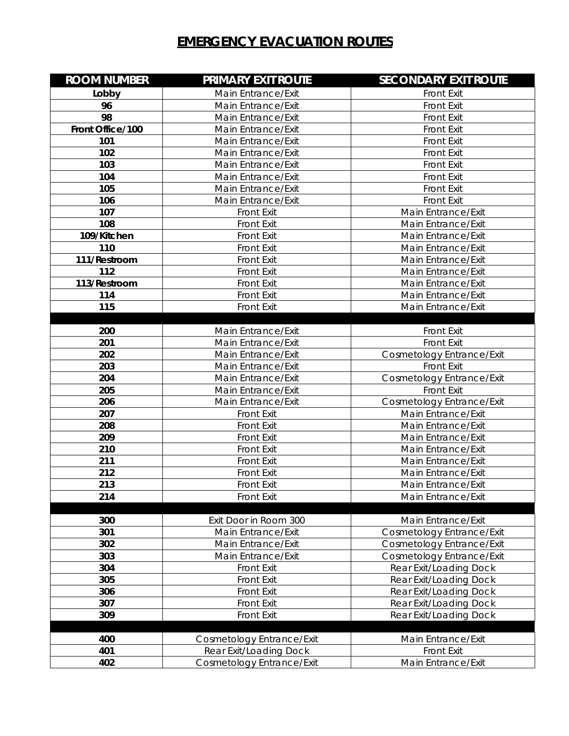# EMERGENCY EVACUATION ROUTES

| ROOM NUMBER | PRIMARY EXIT ROUTE | SECONDARY EXIT ROUTE |
|---|---|---|
| **Lobby** | Main Entrance/Exit | Front Exit |
| **96** | Main Entrance/Exit | Front Exit |
| **98** | Main Entrance/Exit | Front Exit |
| **Front Office/100** | Main Entrance/Exit | Front Exit |
| **101** | Main Entrance/Exit | Front Exit |
| **102** | Main Entrance/Exit | Front Exit |
| **103** | Main Entrance/Exit | Front Exit |
| **104** | Main Entrance/Exit | Front Exit |
| **105** | Main Entrance/Exit | Front Exit |
| **106** | Main Entrance/Exit | Front Exit |
| **107** | Front Exit | Main Entrance/Exit |
| **108** | Front Exit | Main Entrance/Exit |
| **109/Kitchen** | Front Exit | Main Entrance/Exit |
| **110** | Front Exit | Main Entrance/Exit |
| **111/Restroom** | Front Exit | Main Entrance/Exit |
| **112** | Front Exit | Main Entrance/Exit |
| **113/Restroom** | Front Exit | Main Entrance/Exit |
| **114** | Front Exit | Main Entrance/Exit |
| **115** | Front Exit | Main Entrance/Exit |
| | | |
| **200** | Main Entrance/Exit | Front Exit |
| **201** | Main Entrance/Exit | Front Exit |
| **202** | Main Entrance/Exit | Cosmetology Entrance/Exit |
| **203** | Main Entrance/Exit | Front Exit |
| **204** | Main Entrance/Exit | Cosmetology Entrance/Exit |
| **205** | Main Entrance/Exit | Front Exit |
| **206** | Main Entrance/Exit | Cosmetology Entrance/Exit |
| **207** | Front Exit | Main Entrance/Exit |
| **208** | Front Exit | Main Entrance/Exit |
| **209** | Front Exit | Main Entrance/Exit |
| **210** | Front Exit | Main Entrance/Exit |
| **211** | Front Exit | Main Entrance/Exit |
| **212** | Front Exit | Main Entrance/Exit |
| **213** | Front Exit | Main Entrance/Exit |
| **214** | Front Exit | Main Entrance/Exit |
| | | |
| **300** | Exit Door in Room 300 | Main Entrance/Exit |
| **301** | Main Entrance/Exit | Cosmetology Entrance/Exit |
| **302** | Main Entrance/Exit | Cosmetology Entrance/Exit |
| **303** | Main Entrance/Exit | Cosmetology Entrance/Exit |
| **304** | Front Exit | Rear Exit/Loading Dock |
| **305** | Front Exit | Rear Exit/Loading Dock |
| **306** | Front Exit | Rear Exit/Loading Dock |
| **307** | Front Exit | Rear Exit/Loading Dock |
| **309** | Front Exit | Rear Exit/Loading Dock |
| | | |
| **400** | Cosmetology Entrance/Exit | Main Entrance/Exit |
| **401** | Rear Exit/Loading Dock | Front Exit |
| **402** | Cosmetology Entrance/Exit | Main Entrance/Exit |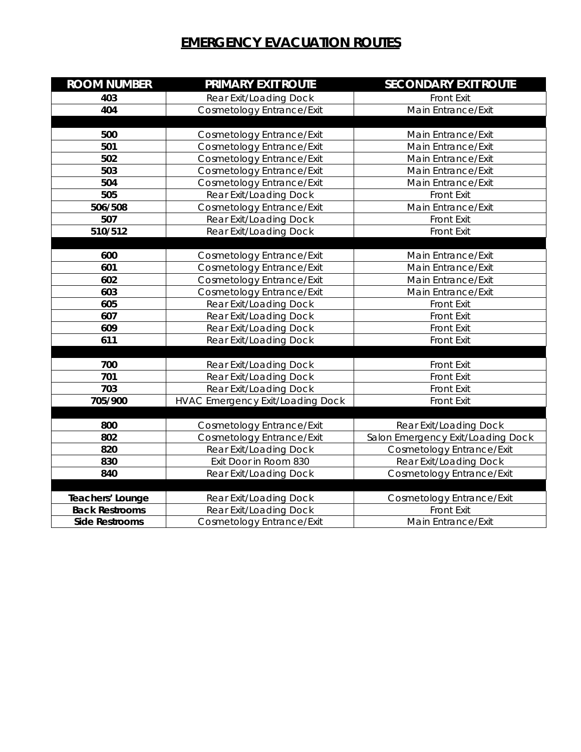# EMERGENCY EVACUATION ROUTES

| ROOM NUMBER | PRIMARY EXIT ROUTE | SECONDARY EXIT ROUTE |
|---|---|---|
| **403** | Rear Exit/Loading Dock | Front Exit |
| **404** | Cosmetology Entrance/Exit | Main Entrance/Exit |
| | | |
| **500** | Cosmetology Entrance/Exit | Main Entrance/Exit |
| **501** | Cosmetology Entrance/Exit | Main Entrance/Exit |
| **502** | Cosmetology Entrance/Exit | Main Entrance/Exit |
| **503** | Cosmetology Entrance/Exit | Main Entrance/Exit |
| **504** | Cosmetology Entrance/Exit | Main Entrance/Exit |
| **505** | Rear Exit/Loading Dock | Front Exit |
| **506/508** | Cosmetology Entrance/Exit | Main Entrance/Exit |
| **507** | Rear Exit/Loading Dock | Front Exit |
| **510/512** | Rear Exit/Loading Dock | Front Exit |
| | | |
| **600** | Cosmetology Entrance/Exit | Main Entrance/Exit |
| **601** | Cosmetology Entrance/Exit | Main Entrance/Exit |
| **602** | Cosmetology Entrance/Exit | Main Entrance/Exit |
| **603** | Cosmetology Entrance/Exit | Main Entrance/Exit |
| **605** | Rear Exit/Loading Dock | Front Exit |
| **607** | Rear Exit/Loading Dock | Front Exit |
| **609** | Rear Exit/Loading Dock | Front Exit |
| **611** | Rear Exit/Loading Dock | Front Exit |
| | | |
| **700** | Rear Exit/Loading Dock | Front Exit |
| **701** | Rear Exit/Loading Dock | Front Exit |
| **703** | Rear Exit/Loading Dock | Front Exit |
| **705/900** | HVAC Emergency Exit/Loading Dock | Front Exit |
| | | |
| **800** | Cosmetology Entrance/Exit | Rear Exit/Loading Dock |
| **802** | Cosmetology Entrance/Exit | Salon Emergency Exit/Loading Dock |
| **820** | Rear Exit/Loading Dock | Cosmetology Entrance/Exit |
| **830** | Exit Door in Room 830 | Rear Exit/Loading Dock |
| **840** | Rear Exit/Loading Dock | Cosmetology Entrance/Exit |
| | | |
| **Teachers' Lounge** | Rear Exit/Loading Dock | Cosmetology Entrance/Exit |
| **Back Restrooms** | Rear Exit/Loading Dock | Front Exit |
| **Side Restrooms** | Cosmetology Entrance/Exit | Main Entrance/Exit |